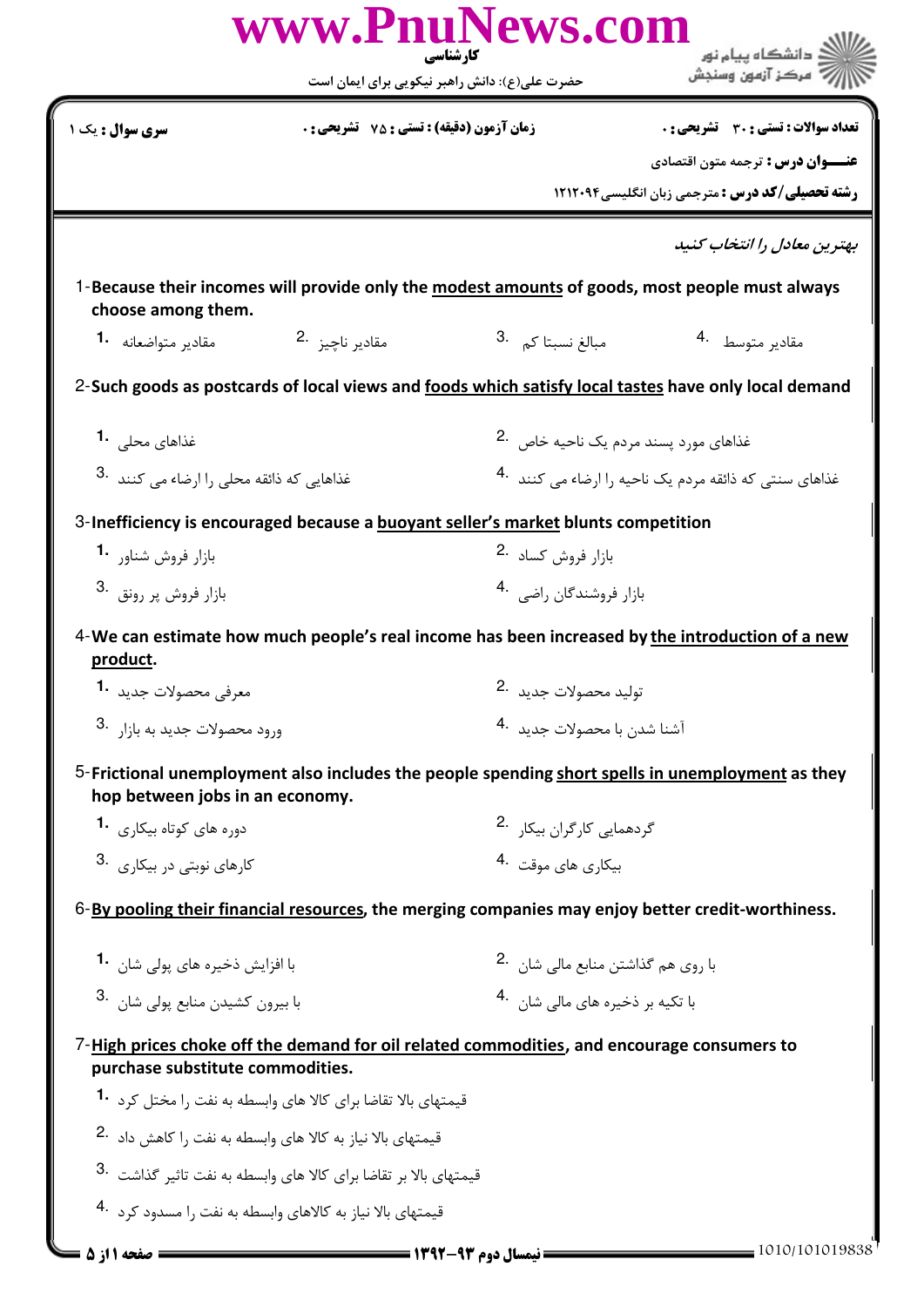www.PnuNews.com

کارشناسی

حضرت علی(ع): دانش راهبر نیکویی برای ایمان است

دانشگاه پیام نور
مرکز آزمون وسنجش

**سری سوال :** یک ۱

**زمان آزمون (دقیقه) : تستی :** ۷۵ **تشریحی :** ۰

**تعداد سوالات : تستی :** ۳۰ **تشریحی :** ۰

**عنـــوان درس :** ترجمه متون اقتصادی

**رشته تحصیلی/کد درس :** مترجمی زبان انگلیسی۱۲۱۲۰۹۴

*بهترین معادل را انتخاب کنید*

1-**Because their incomes will provide only the modest amounts of goods, most people must always choose among them.**

1. مقادیر متواضعانه
2. مقادیر ناچیز
3. مبالغ نسبتا کم
4. مقادیر متوسط

2-**Such goods as postcards of local views and foods which satisfy local tastes have only local demand**

1. غذاهای محلی
2. غذاهای مورد پسند مردم یک ناحیه خاص
3. غذاهایی که ذائقه محلی را ارضاء می کنند
4. غذاهای سنتی که ذائقه مردم یک ناحیه را ارضاء می کنند

3-**Inefficiency is encouraged because a buoyant seller's market blunts competition**

1. بازار فروش شناور
2. بازار فروش کساد
3. بازار فروش پر رونق
4. بازار فروشندگان راضی

4-**We can estimate how much people's real income has been increased by the introduction of a new product.**

1. معرفی محصولات جدید
2. تولید محصولات جدید
3. ورود محصولات جدید به بازار
4. آشنا شدن با محصولات جدید

5-**Frictional unemployment also includes the people spending short spells in unemployment as they hop between jobs in an economy.**

1. دوره های کوتاه بیکاری
2. گردهمایی کارگران بیکار
3. کارهای نوبتی در بیکاری
4. بیکاری های موقت

6-**By pooling their financial resources, the merging companies may enjoy better credit-worthiness.**

1. با افزایش ذخیره های پولی شان
2. با روی هم گذاشتن منابع مالی شان
3. با بیرون کشیدن منابع پولی شان
4. با تکیه بر ذخیره های مالی شان

7-**High prices choke off the demand for oil related commodities, and encourage consumers to purchase substitute commodities.**

1. قیمتهای بالا تقاضا برای کالا های وابسطه به نفت را مختل کرد
2. قیمتهای بالا نیاز به کالا های وابسطه به نفت را کاهش داد
3. قیمتهای بالا بر تقاضا برای کالا های وابسطه به نفت تاثیر گذاشت
4. قیمتهای بالا نیاز به کالاهای وابسطه به نفت را مسدود کرد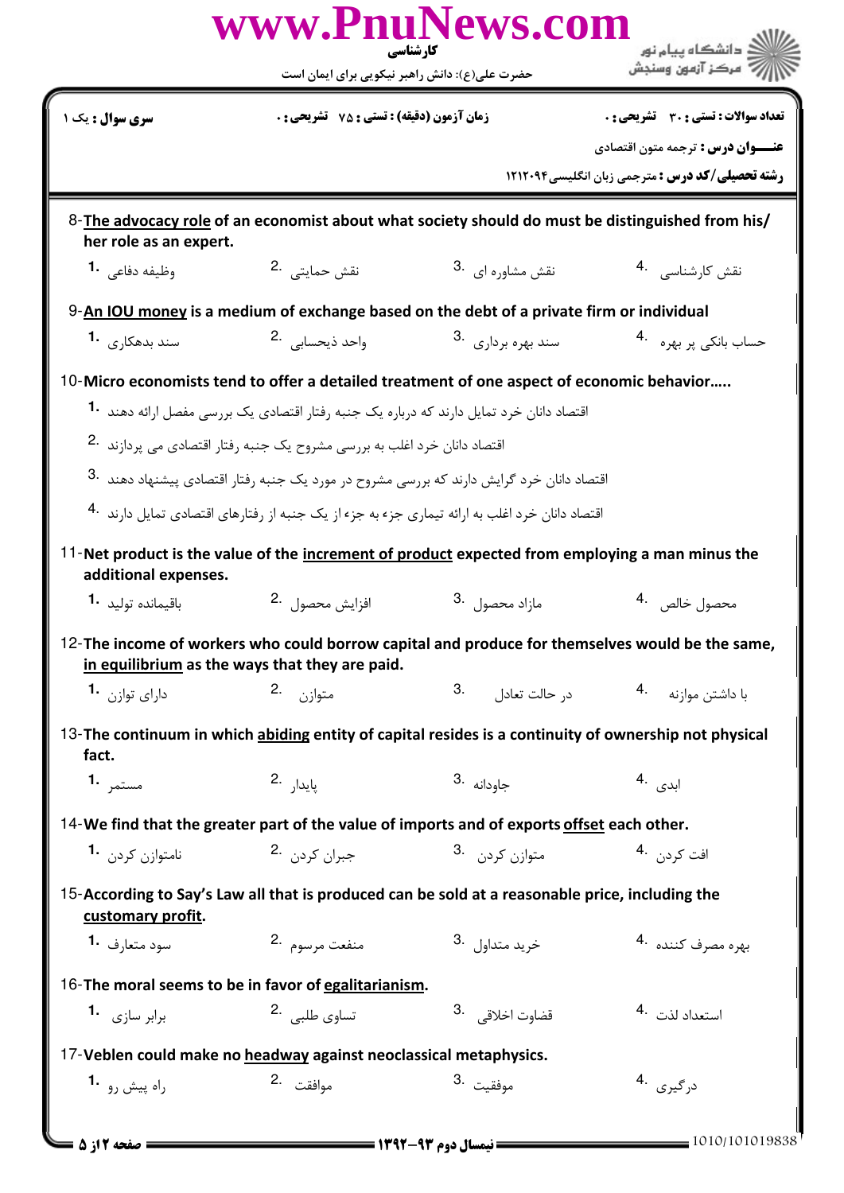8-**<u>The advocacy role</u> of an economist about what society should do must be distinguished from his/her role as an expert.**

1. وظیفه دفاعی
2. نقش حمایتی
3. نقش مشاوره ای
4. نقش کارشناسی

9-**<u>An IOU money</u> is a medium of exchange based on the debt of a private firm or individual**

1. سند بدهکاری
2. واحد ذیحسابی
3. سند بهره برداری
4. حساب بانکی پر بهره

10-**Micro economists tend to offer a detailed treatment of one aspect of economic behavior…..**

1. اقتصاد دانان خرد تمایل دارند که درباره یک جنبه رفتار اقتصادی یک بررسی مفصل ارائه دهند
2. اقتصاد دانان خرد اغلب به بررسی مشروح یک جنبه رفتار اقتصادی می پردازند
3. اقتصاد دانان خرد گرایش دارند که بررسی مشروح در مورد یک جنبه رفتار اقتصادی پیشنهاد دهند
4. اقتصاد دانان خرد اغلب به ارائه تیماری جزء به جزء از یک جنبه از رفتارهای اقتصادی تمایل دارند

11-**Net product is the value of the <u>increment of product</u> expected from employing a man minus the additional expenses.**

1. باقیمانده تولید
2. افزایش محصول
3. مازاد محصول
4. محصول خالص

12-**The income of workers who could borrow capital and produce for themselves would be the same, <u>in equilibrium</u> as the ways that they are paid.**

1. دارای توازن
2. متوازن
3. در حالت تعادل
4. با داشتن موازنه

13-**The continuum in which <u>abiding</u> entity of capital resides is a continuity of ownership not physical fact.**

1. مستمر
2. پایدار
3. جاودانه
4. ابدی

14-**We find that the greater part of the value of imports and of exports <u>offset</u> each other.**

1. نامتوازن کردن
2. جبران کردن
3. متوازن کردن
4. افت کردن

15-**According to Say's Law all that is produced can be sold at a reasonable price, including the <u>customary profit</u>.**

1. سود متعارف
2. منفعت مرسوم
3. خرید متداول
4. بهره مصرف کننده

16-**The moral seems to be in favor of <u>egalitarianism</u>.**

1. برابر سازی
2. تساوی طلبی
3. قضاوت اخلاقی
4. استعداد لذت

17-**Veblen could make no <u>headway</u> against neoclassical metaphysics.**

1. راه پیش رو
2. موافقت
3. موفقیت
4. درگیری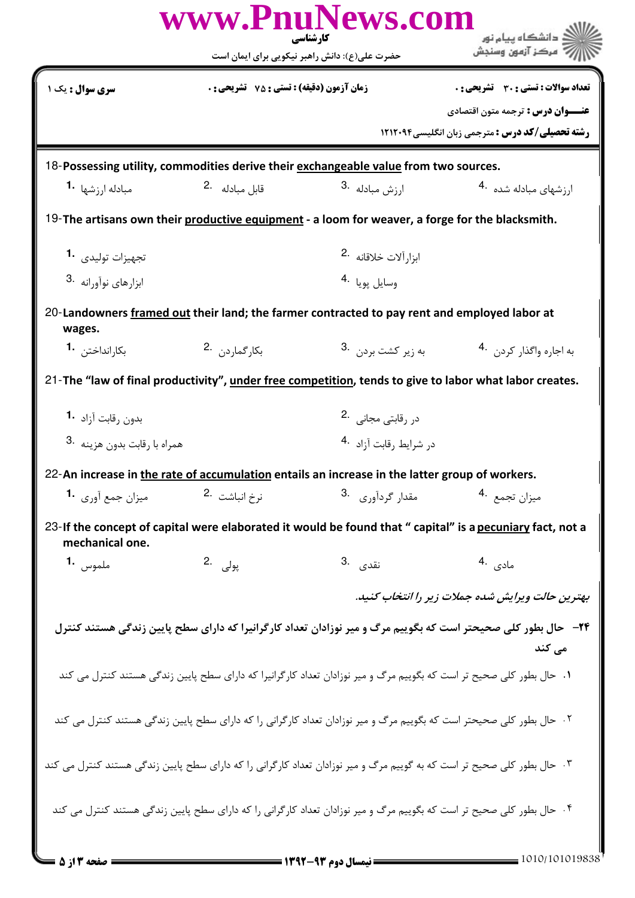18-**Possessing utility, commodities derive their exchangeable value from two sources.**

1. مبادله ارزشها
2. قابل مبادله
3. ارزش مبادله
4. ارزشهای مبادله شده

19-**The artisans own their productive equipment - a loom for weaver, a forge for the blacksmith.**

1. تجهیزات تولیدی
2. ابزارآلات خلاقانه
3. ابزارهای نوآورانه
4. وسایل پویا

20-**Landowners framed out their land; the farmer contracted to pay rent and employed labor at wages.**

1. بکارانداختن
2. بکارگماردن
3. به زیر کشت بردن
4. به اجاره واگذار کردن

21-**The "law of final productivity", under free competition, tends to give to labor what labor creates.**

1. بدون رقابت آزاد
2. در رقابتی مجانی
3. همراه با رقابت بدون هزینه
4. در شرایط رقابت آزاد

22-**An increase in the rate of accumulation entails an increase in the latter group of workers.**

1. میزان جمع آوری
2. نرخ انباشت
3. مقدار گردآوری
4. میزان تجمع

23-**If the concept of capital were elaborated it would be found that " capital" is a pecuniary fact, not a mechanical one.**

1. ملموس
2. پولی
3. نقدی
4. مادی

*بهترین حالت ویرایش شده جملات زیر را انتخاب کنید.*

**۲۴- حال بطور کلی صحیحتر است که بگوییم مرگ و میر نوزادان تعداد کارگرانیرا که دارای سطح پایین زندگی هستند کنترل می کند**

۱. حال بطور کلی صحیح تر است که بگوییم مرگ و میر نوزادان تعداد کارگرانیرا که دارای سطح پایین زندگی هستند کنترل می کند

۲. حال بطور کلی صحیحتر است که بگوییم مرگ و میر نوزادان تعداد کارگرانی را که دارای سطح پایین زندگی هستند کنترل می کند

۳. حال بطور کلی صحیح تر است که به گوییم مرگ و میر نوزادان تعداد کارگرانی را که دارای سطح پایین زندگی هستند کنترل می کند

۴. حال بطور کلی صحیح تر است که بگوییم مرگ و میر نوزادان تعداد کارگرانی را که دارای سطح پایین زندگی هستند کنترل می کند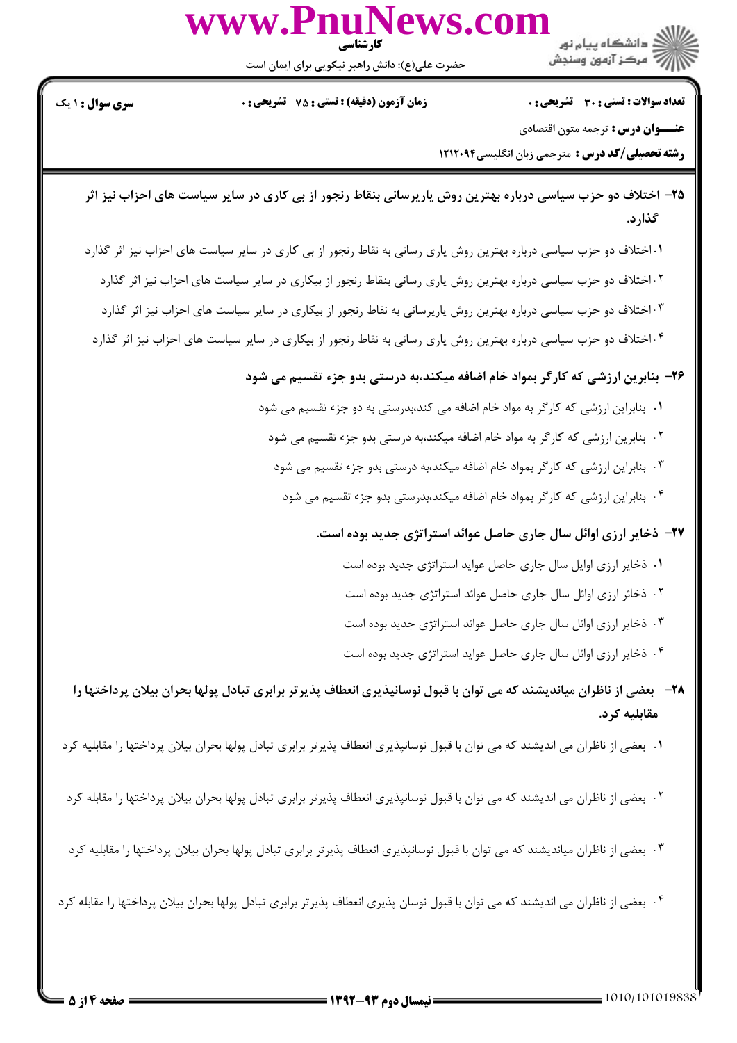۲۵- اختلاف دو حزب سیاسی درباره بهترین روش یاریرسانی بنقاط رنجور از بی کاری در سایر سیاست های احزاب نیز اثر گذارد.

۱. اختلاف دو حزب سیاسی درباره بهترین روش یاری رسانی به نقاط رنجور از بی کاری در سایر سیاست های احزاب نیز اثر گذارد

۲. اختلاف دو حزب سیاسی درباره بهترین روش یاری رسانی بنقاط رنجور از بیکاری در سایر سیاست های احزاب نیز اثر گذارد

۳. اختلاف دو حزب سیاسی درباره بهترین روش یاریرسانی به نقاط رنجور از بیکاری در سایر سیاست های احزاب نیز اثر گذارد

۴. اختلاف دو حزب سیاسی درباره بهترین روش یاری رسانی به نقاط رنجور از بیکاری در سایر سیاست های احزاب نیز اثر گذارد

۲۶- بنابرین ارزشی که کارگر بمواد خام اضافه میکند،به درستی بدو جزء تقسیم می شود

۱. بنابراین ارزشی که کارگر به مواد خام اضافه می کند،بدرستی به دو جزء تقسیم می شود

۲. بنابرین ارزشی که کارگر به مواد خام اضافه میکند،به درستی بدو جزء تقسیم می شود

۳. بنابراین ارزشی که کارگر بمواد خام اضافه میکند،به درستی بدو جزء تقسیم می شود

۴. بنابراین ارزشی که کارگر بمواد خام اضافه میکند،بدرستی بدو جزء تقسیم می شود

۲۷- ذخایر ارزی اوائل سال جاری حاصل عوائد استراتژی جدید بوده است.

۱. ذخایر ارزی اوایل سال جاری حاصل عواید استراتژی جدید بوده است

۲. ذخائر ارزی اوائل سال جاری حاصل عوائد استراتژی جدید بوده است

۳. ذخایر ارزی اوائل سال جاری حاصل عوائد استراتژی جدید بوده است

۴. ذخایر ارزی اوائل سال جاری حاصل عواید استراتژی جدید بوده است

۲۸- بعضی از ناظران میاندیشند که می توان با قبول نوسانپذیری انعطاف پذیرتر برابری تبادل پولها بحران بیلان پرداختها را مقابلیه کرد.

۱. بعضی از ناظران می اندیشند که می توان با قبول نوسانپذیری انعطاف پذیرتر برابری تبادل پولها بحران بیلان پرداختها را مقابلیه کرد

۲. بعضی از ناظران می اندیشند که می توان با قبول نوسانپذیری انعطاف پذیرتر برابری تبادل پولها بحران بیلان پرداختها را مقابله کرد

۳. بعضی از ناظران میاندیشند که می توان با قبول نوسانپذیری انعطاف پذیرتر برابری تبادل پولها بحران بیلان پرداختها را مقابلیه کرد

۴. بعضی از ناظران می اندیشند که می توان با قبول نوسان پذیری انعطاف پذیرتر برابری تبادل پولها بحران بیلان پرداختها را مقابله کرد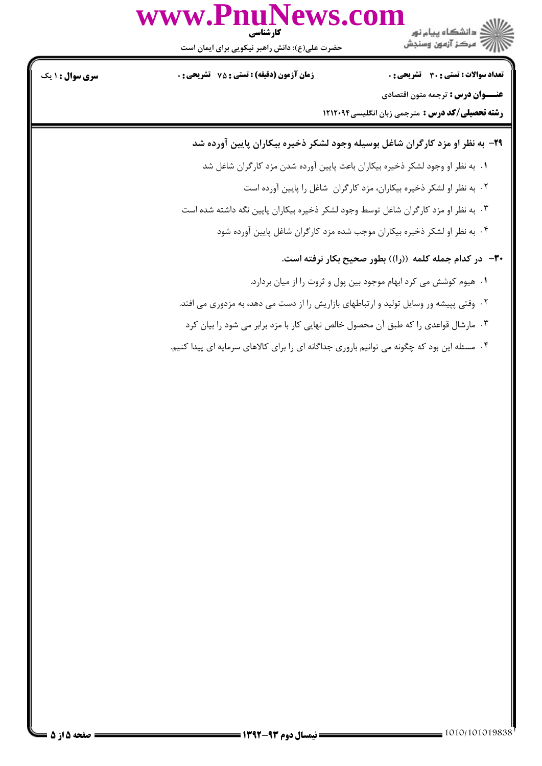**۲۹- به نظر او مزد کارگران شاغل بوسیله وجود لشکر ذخیره بیکاران پایین آورده شد**

۱. به نظر او وجود لشکر ذخیره بیکاران باعث پایین آورده شدن مزد کارگران شاغل شد

۲. به نظر او لشکر ذخیره بیکاران، مزد کارگران شاغل را پایین آورده است

۳. به نظر او مزد کارگران شاغل توسط وجود لشکر ذخیره بیکاران پایین نگه داشته شده است

۴. به نظر او لشکر ذخیره بیکاران موجب شده مزد کارگران شاغل پایین آورده شود

**۳۰- در کدام جمله کلمه ((را)) بطور صحیح بکار نرفته است.**

۱. هیوم کوشش می کرد ابهام موجود بین پول و ثروت را از میان بردارد.

۲. وقتی پیشه ور وسایل تولید و ارتباطهای بازاریش را از دست می دهد، به مزدوری می افتد.

۳. مارشال قواعدی را که طبق آن محصول خالص نهایی کار با مزد برابر می شود را بیان کرد

۴. مسئله این بود که چگونه می توانیم باروری جداگانه ای را برای کالاهای سرمایه ای پیدا کنیم.